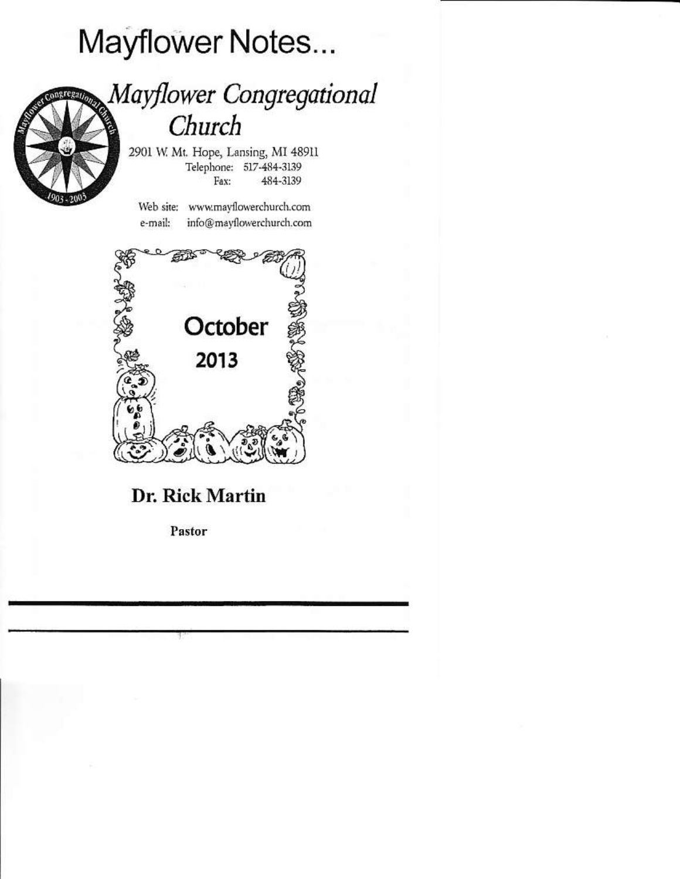# Mayflower Notes...

## *Mayflower Congregational Church*

2901 W. Mt. Hope, Lansing, MI 48911
Telephone: 517-484-3139
Fax: 484-3139

Web site: www.mayflowerchurch.com
e-mail: info@mayflowerchurch.com

**October**
**2013**

**Dr. Rick Martin**

**Pastor**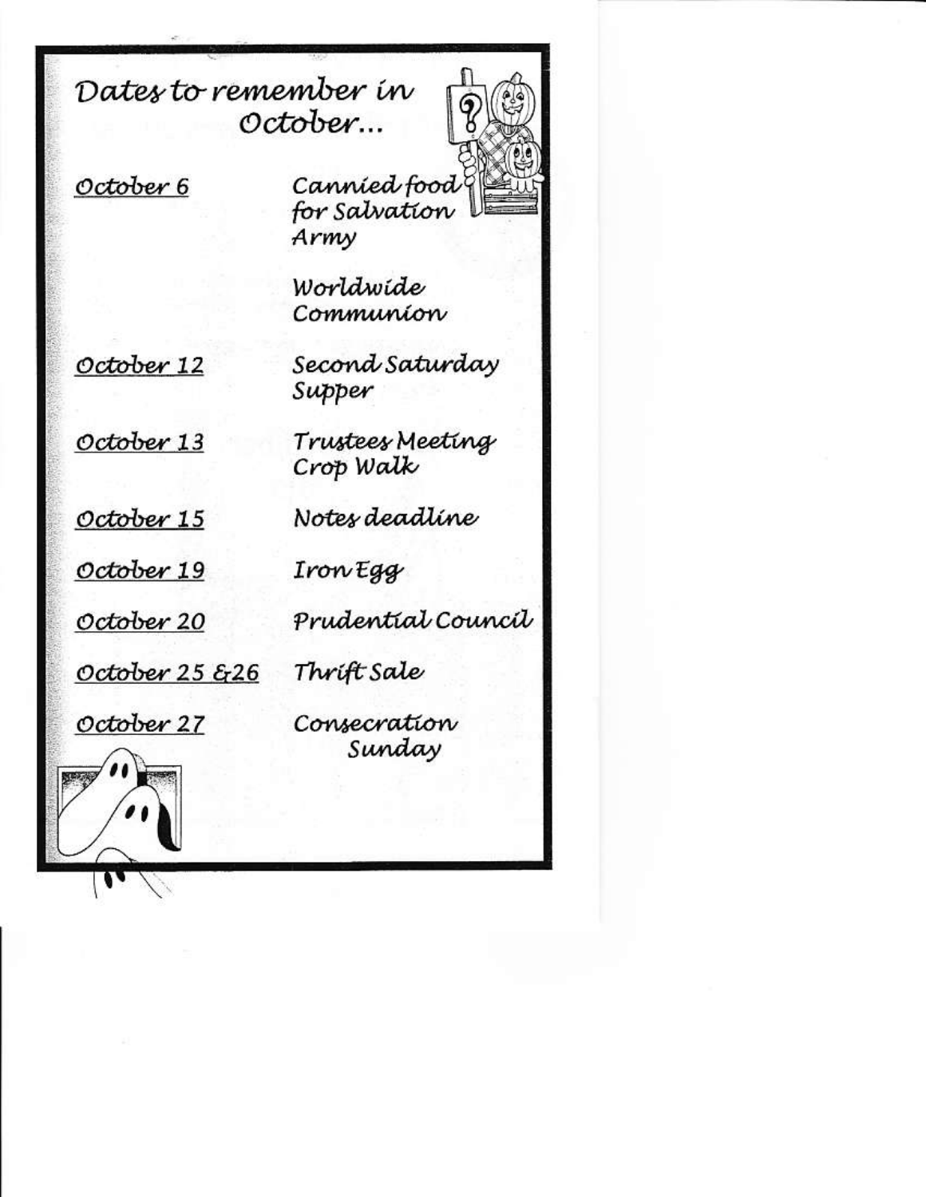# Dates to remember in October...

| | |
|---|---|
| October 6 | Cannied food for Salvation Army |
| | Worldwide Communion |
| October 12 | Second Saturday Supper |
| October 13 | Trustees Meeting<br>Crop Walk |
| October 15 | Notes deadline |
| October 19 | Iron Egg |
| October 20 | Prudential Council |
| October 25 &26 | Thrift Sale |
| October 27 | Consecration Sunday |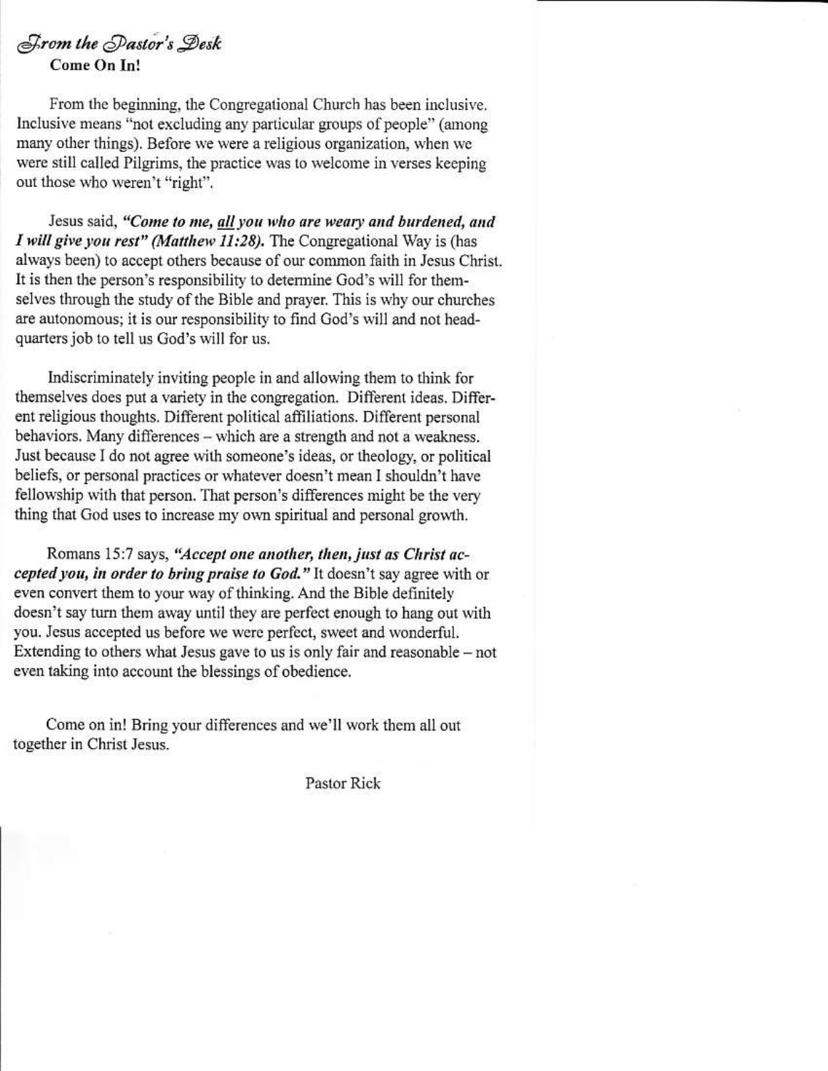## *From the Pastor's Desk*

**Come On In!**

From the beginning, the Congregational Church has been inclusive. Inclusive means "not excluding any particular groups of people" (among many other things). Before we were a religious organization, when we were still called Pilgrims, the practice was to welcome in verses keeping out those who weren't "right".

Jesus said, ***"Come to me, all you who are weary and burdened, and I will give you rest" (Matthew 11:28).*** The Congregational Way is (has always been) to accept others because of our common faith in Jesus Christ. It is then the person's responsibility to determine God's will for themselves through the study of the Bible and prayer. This is why our churches are autonomous; it is our responsibility to find God's will and not headquarters job to tell us God's will for us.

Indiscriminately inviting people in and allowing them to think for themselves does put a variety in the congregation. Different ideas. Different religious thoughts. Different political affiliations. Different personal behaviors. Many differences – which are a strength and not a weakness. Just because I do not agree with someone's ideas, or theology, or political beliefs, or personal practices or whatever doesn't mean I shouldn't have fellowship with that person. That person's differences might be the very thing that God uses to increase my own spiritual and personal growth.

Romans 15:7 says, ***"Accept one another, then, just as Christ accepted you, in order to bring praise to God."*** It doesn't say agree with or even convert them to your way of thinking. And the Bible definitely doesn't say turn them away until they are perfect enough to hang out with you. Jesus accepted us before we were perfect, sweet and wonderful. Extending to others what Jesus gave to us is only fair and reasonable – not even taking into account the blessings of obedience.

Come on in! Bring your differences and we'll work them all out together in Christ Jesus.

Pastor Rick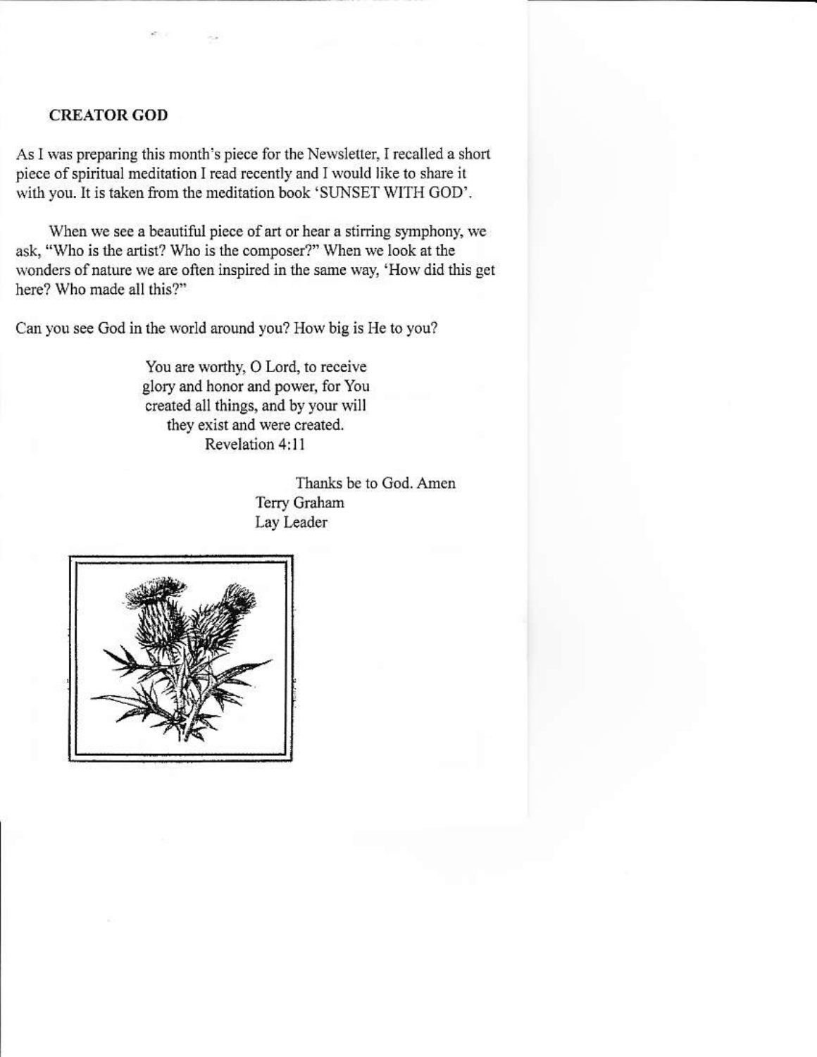## CREATOR GOD

As I was preparing this month's piece for the Newsletter, I recalled a short piece of spiritual meditation I read recently and I would like to share it with you. It is taken from the meditation book 'SUNSET WITH GOD'.

When we see a beautiful piece of art or hear a stirring symphony, we ask, "Who is the artist? Who is the composer?" When we look at the wonders of nature we are often inspired in the same way, 'How did this get here? Who made all this?"

Can you see God in the world around you? How big is He to you?

> You are worthy, O Lord, to receive
> glory and honor and power, for You
> created all things, and by your will
> they exist and were created.
> Revelation 4:11

Thanks be to God. Amen
Terry Graham
Lay Leader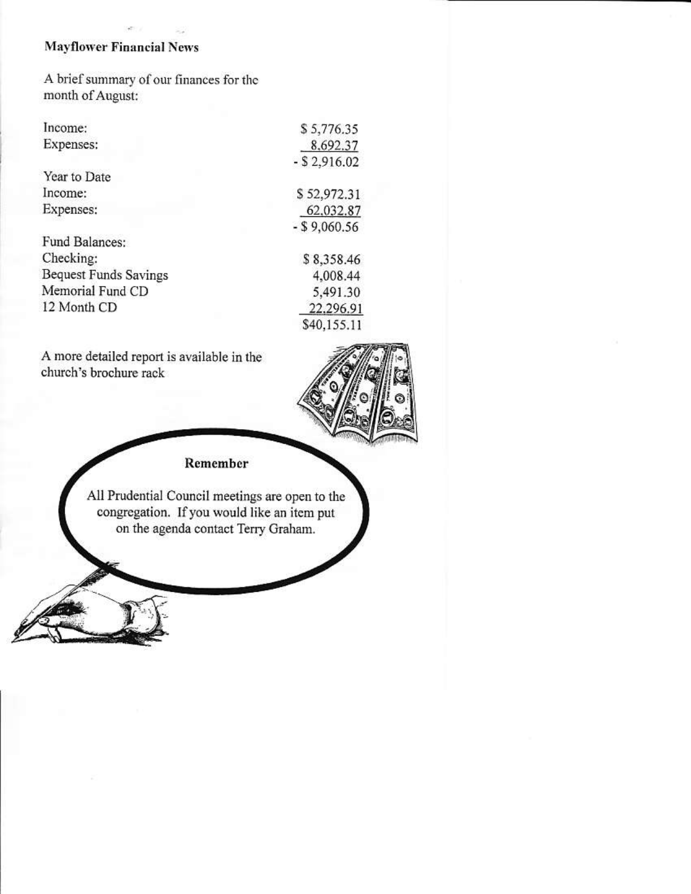### Mayflower Financial News

A brief summary of our finances for the month of August:

| | |
|---|---|
| Income: | $ 5,776.35 |
| Expenses: | 8,692.37 |
| | - $ 2,916.02 |
| Year to Date | |
| Income: | $ 52,972.31 |
| Expenses: | 62,032.87 |
| | - $ 9,060.56 |
| Fund Balances: | |
| Checking: | $ 8,358.46 |
| Bequest Funds Savings | 4,008.44 |
| Memorial Fund CD | 5,491.30 |
| 12 Month CD | 22,296.91 |
| | $40,155.11 |

A more detailed report is available in the church's brochure rack

**Remember**

All Prudential Council meetings are open to the congregation. If you would like an item put on the agenda contact Terry Graham.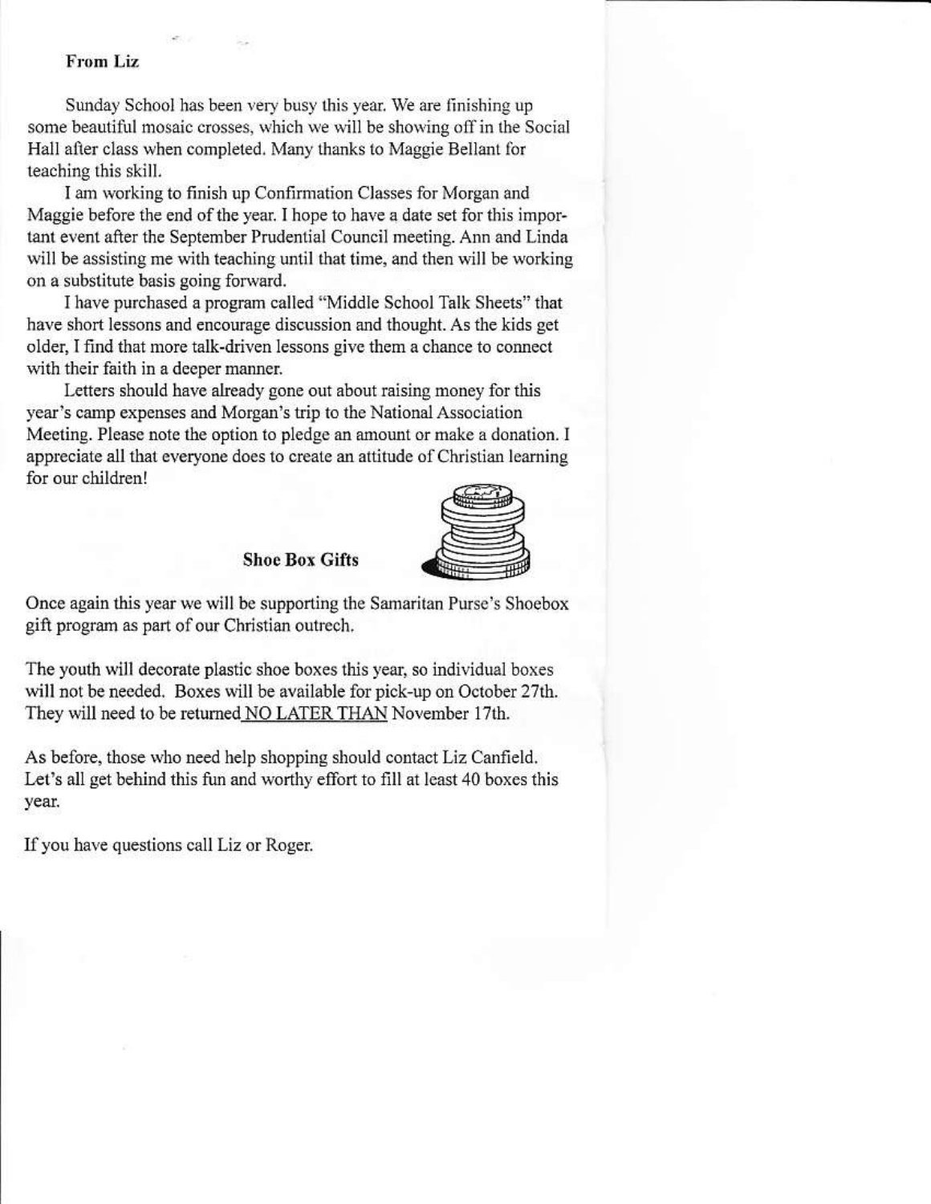## From Liz

Sunday School has been very busy this year. We are finishing up some beautiful mosaic crosses, which we will be showing off in the Social Hall after class when completed. Many thanks to Maggie Bellant for teaching this skill.

I am working to finish up Confirmation Classes for Morgan and Maggie before the end of the year. I hope to have a date set for this important event after the September Prudential Council meeting. Ann and Linda will be assisting me with teaching until that time, and then will be working on a substitute basis going forward.

I have purchased a program called "Middle School Talk Sheets" that have short lessons and encourage discussion and thought. As the kids get older, I find that more talk-driven lessons give them a chance to connect with their faith in a deeper manner.

Letters should have already gone out about raising money for this year's camp expenses and Morgan's trip to the National Association Meeting. Please note the option to pledge an amount or make a donation. I appreciate all that everyone does to create an attitude of Christian learning for our children!

## Shoe Box Gifts

Once again this year we will be supporting the Samaritan Purse's Shoebox gift program as part of our Christian outrech.

The youth will decorate plastic shoe boxes this year, so individual boxes will not be needed. Boxes will be available for pick-up on October 27th. They will need to be returned <u>NO LATER THAN</u> November 17th.

As before, those who need help shopping should contact Liz Canfield. Let's all get behind this fun and worthy effort to fill at least 40 boxes this year.

If you have questions call Liz or Roger.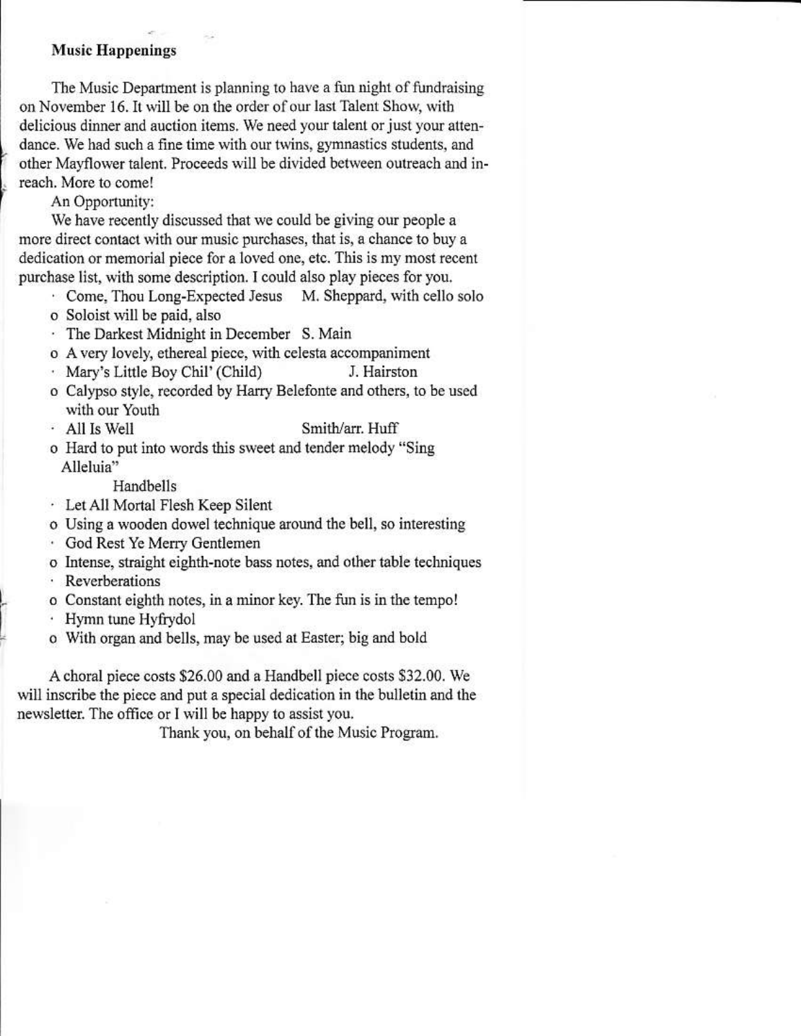**Music Happenings**

The Music Department is planning to have a fun night of fundraising on November 16. It will be on the order of our last Talent Show, with delicious dinner and auction items. We need your talent or just your attendance. We had such a fine time with our twins, gymnastics students, and other Mayflower talent. Proceeds will be divided between outreach and in-reach. More to come!

An Opportunity:

We have recently discussed that we could be giving our people a more direct contact with our music purchases, that is, a chance to buy a dedication or memorial piece for a loved one, etc. This is my most recent purchase list, with some description. I could also play pieces for you.

- Come, Thou Long-Expected Jesus M. Sheppard, with cello solo
  - Soloist will be paid, also
- The Darkest Midnight in December S. Main
  - A very lovely, ethereal piece, with celesta accompaniment
- Mary's Little Boy Chil' (Child) J. Hairston
  - Calypso style, recorded by Harry Belefonte and others, to be used with our Youth
- All Is Well Smith/arr. Huff
  - Hard to put into words this sweet and tender melody "Sing Alleluia"

Handbells

- Let All Mortal Flesh Keep Silent
  - Using a wooden dowel technique around the bell, so interesting
- God Rest Ye Merry Gentlemen
  - Intense, straight eighth-note bass notes, and other table techniques
- Reverberations
  - Constant eighth notes, in a minor key. The fun is in the tempo!
- Hymn tune Hyfrydol
  - With organ and bells, may be used at Easter; big and bold

A choral piece costs $26.00 and a Handbell piece costs $32.00. We will inscribe the piece and put a special dedication in the bulletin and the newsletter. The office or I will be happy to assist you.

Thank you, on behalf of the Music Program.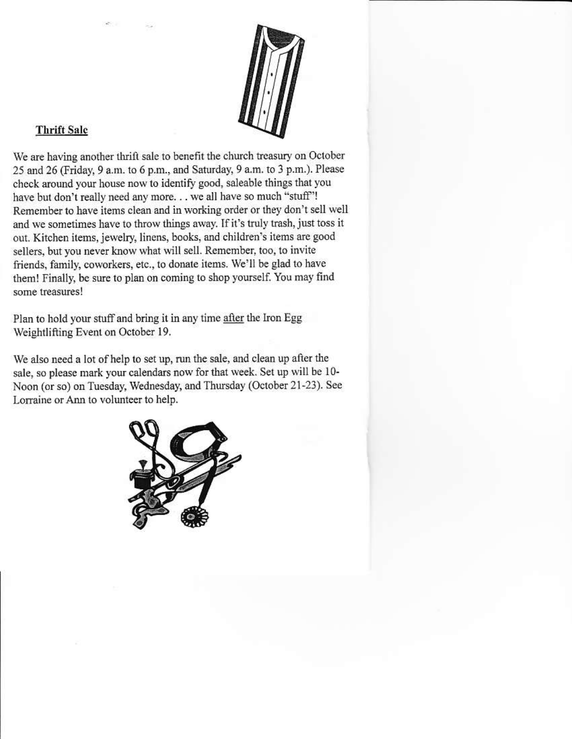## Thrift Sale

We are having another thrift sale to benefit the church treasury on October 25 and 26 (Friday, 9 a.m. to 6 p.m., and Saturday, 9 a.m. to 3 p.m.). Please check around your house now to identify good, saleable things that you have but don't really need any more. . . we all have so much "stuff"! Remember to have items clean and in working order or they don't sell well and we sometimes have to throw things away. If it's truly trash, just toss it out. Kitchen items, jewelry, linens, books, and children's items are good sellers, but you never know what will sell. Remember, too, to invite friends, family, coworkers, etc., to donate items. We'll be glad to have them! Finally, be sure to plan on coming to shop yourself. You may find some treasures!

Plan to hold your stuff and bring it in any time <u>after</u> the Iron Egg Weightlifting Event on October 19.

We also need a lot of help to set up, run the sale, and clean up after the sale, so please mark your calendars now for that week. Set up will be 10-Noon (or so) on Tuesday, Wednesday, and Thursday (October 21-23). See Lorraine or Ann to volunteer to help.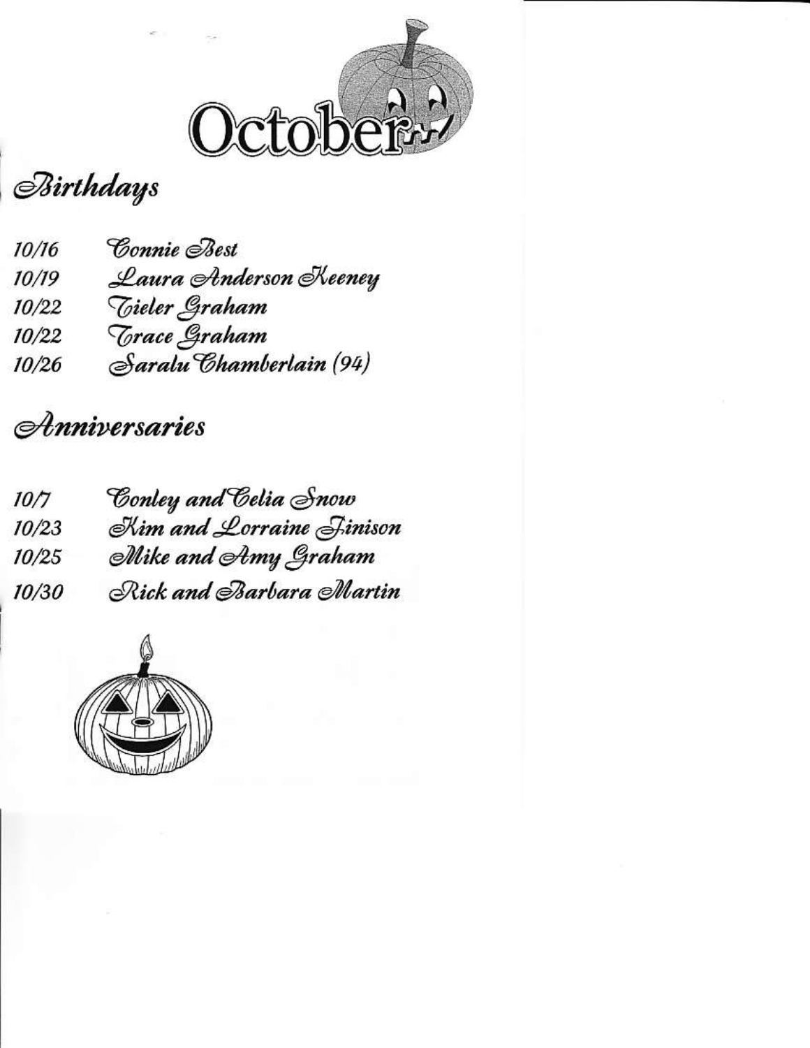# October

## Birthdays

10/16 Connie Best
10/19 Laura Anderson Keeney
10/22 Tieler Graham
10/22 Trace Graham
10/26 Saralu Chamberlain (94)

## Anniversaries

10/7 Conley and Celia Snow
10/23 Kim and Lorraine Finison
10/25 Mike and Amy Graham
10/30 Rick and Barbara Martin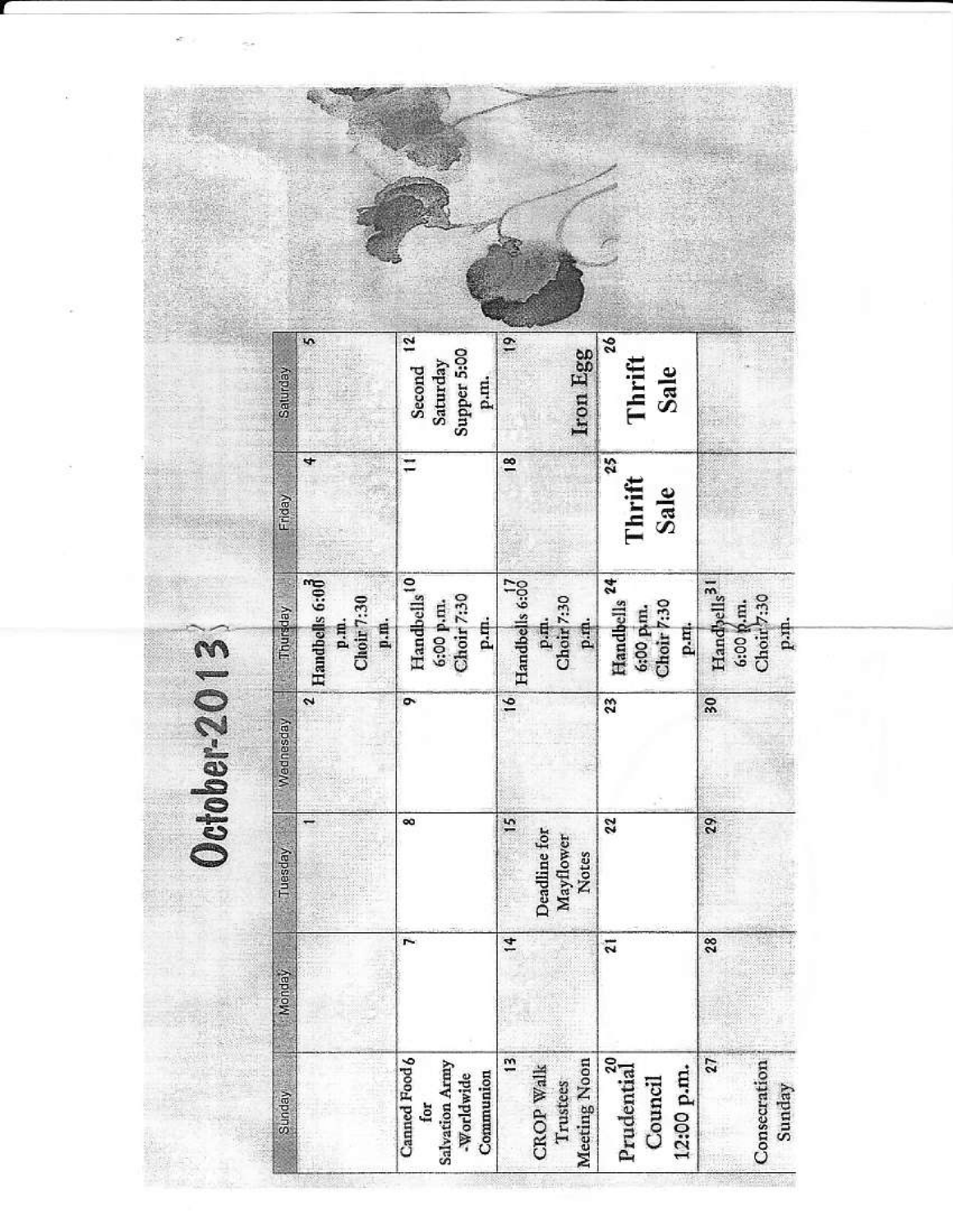# October-2013

| Sunday | Monday | Tuesday | Wednesday | Thursday | Friday | Saturday |
|---|---|---|---|---|---|---|
| | | 1 | 2 | 3 Handbells 6:00 p.m. Choir 7:30 p.m. | 4 | 5 |
| 6 Canned Food for Salvation Army -Worldwide Communion | 7 | 8 | 9 | 10 Handbells 6:00 p.m. Choir 7:30 p.m. | 11 | 12 Second Saturday Supper 5:00 p.m. |
| 13 CROP Walk Trustees Meeting Noon | 14 | 15 Deadline for Mayflower Notes | 16 | 17 Handbells 6:00 p.m. Choir 7:30 p.m. | 18 | 19 Iron Egg |
| 20 Prudential Council 12:00 p.m. | 21 | 22 | 23 | 24 Handbells 6:00 p.m. Choir 7:30 p.m. | 25 Thrift Sale | 26 Thrift Sale |
| 27 Consecration Sunday | 28 | 29 | 30 | 31 Handbells 6:00 p.m. Choir 7:30 p.m. | | |